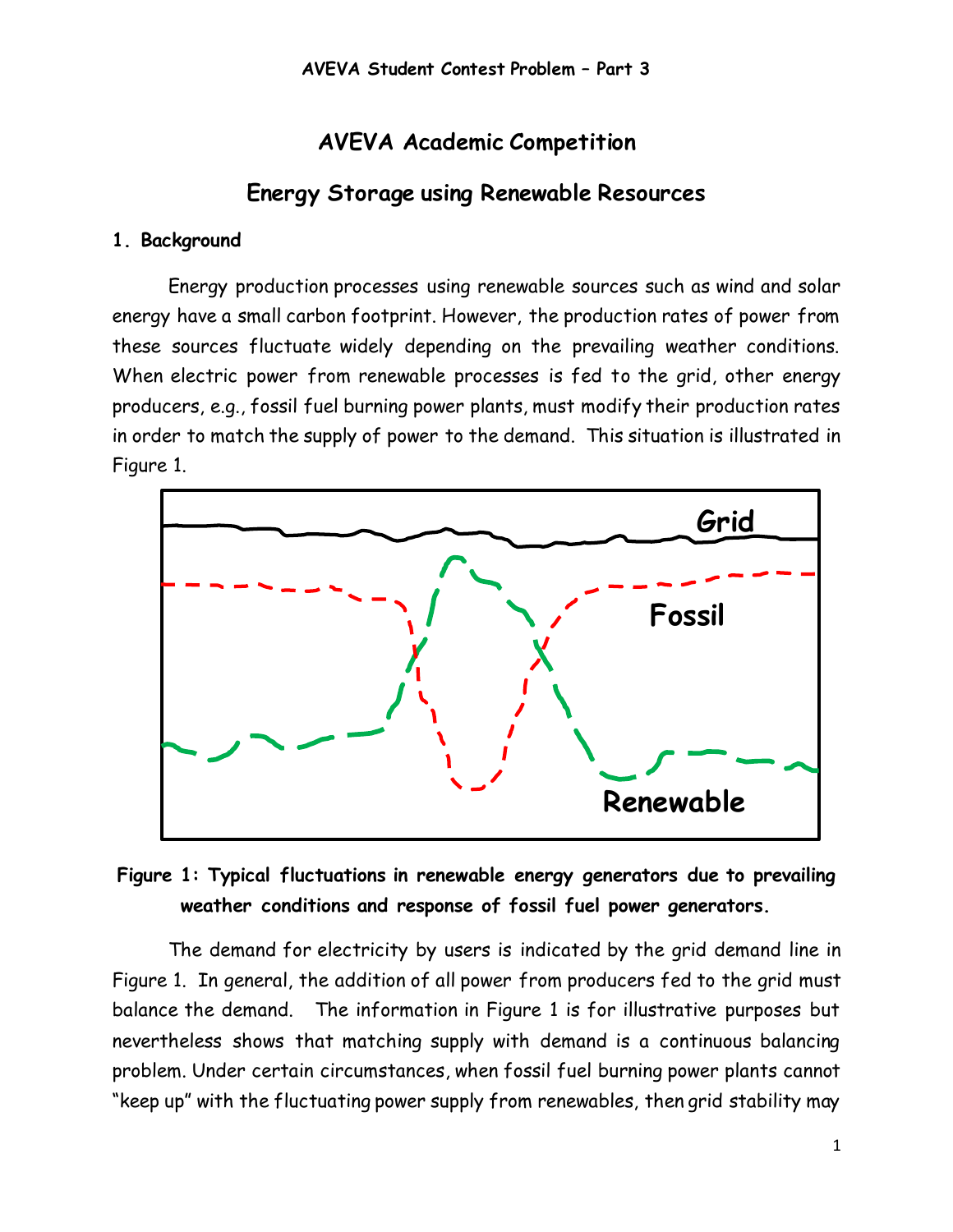# AVEVA Academic Competition

## Energy Storage using Renewable Resources

### 1. Background

Energy production processes using renewable sources such as wind and solar energy have a small carbon footprint. However, the production rates of power from these sources fluctuate widely depending on the prevailing weather conditions. When electric power from renewable processes is fed to the grid, other energy producers, e.g., fossil fuel burning power plants, must modify their production rates in order to match the supply of power to the demand. This situation is illustrated in Figure 1.

**Figure 1: Typical fluctuations in renewable energy generators due to prevailing weather conditions and response of fossil fuel power generators.**

The demand for electricity by users is indicated by the grid demand line in Figure 1. In general, the addition of all power from producers fed to the grid must balance the demand. The information in Figure 1 is for illustrative purposes but nevertheless shows that matching supply with demand is a continuous balancing problem. Under certain circumstances, when fossil fuel burning power plants cannot "keep up" with the fluctuating power supply from renewables, then grid stability may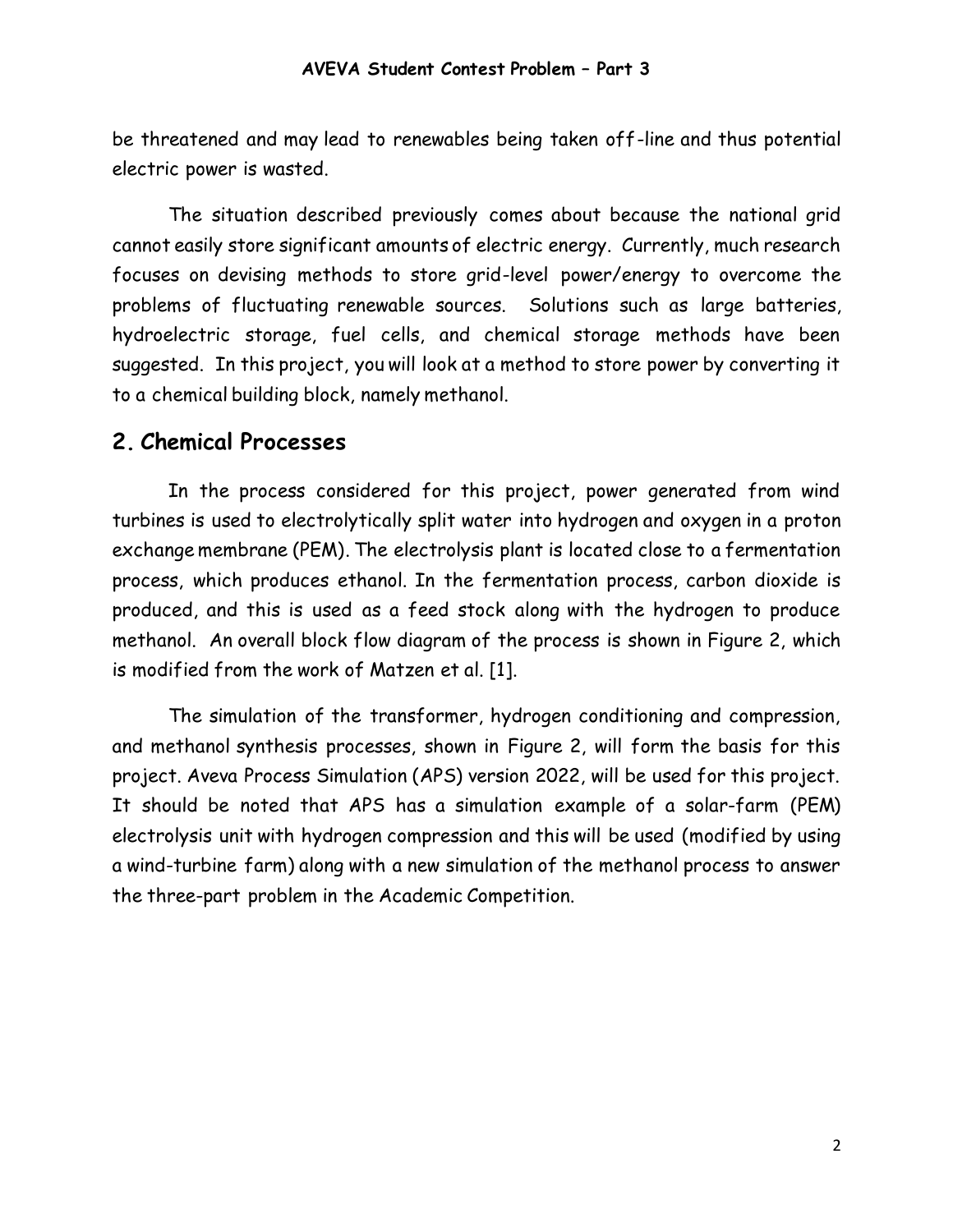be threatened and may lead to renewables being taken off-line and thus potential electric power is wasted.

The situation described previously comes about because the national grid cannot easily store significant amounts of electric energy. Currently, much research focuses on devising methods to store grid-level power/energy to overcome the problems of fluctuating renewable sources. Solutions such as large batteries, hydroelectric storage, fuel cells, and chemical storage methods have been suggested. In this project, you will look at a method to store power by converting it to a chemical building block, namely methanol.

## 2. Chemical Processes

In the process considered for this project, power generated from wind turbines is used to electrolytically split water into hydrogen and oxygen in a proton exchange membrane (PEM). The electrolysis plant is located close to a fermentation process, which produces ethanol. In the fermentation process, carbon dioxide is produced, and this is used as a feed stock along with the hydrogen to produce methanol. An overall block flow diagram of the process is shown in Figure 2, which is modified from the work of Matzen et al. [1].

The simulation of the transformer, hydrogen conditioning and compression, and methanol synthesis processes, shown in Figure 2, will form the basis for this project. Aveva Process Simulation (APS) version 2022, will be used for this project. It should be noted that APS has a simulation example of a solar-farm (PEM) electrolysis unit with hydrogen compression and this will be used (modified by using a wind-turbine farm) along with a new simulation of the methanol process to answer the three-part problem in the Academic Competition.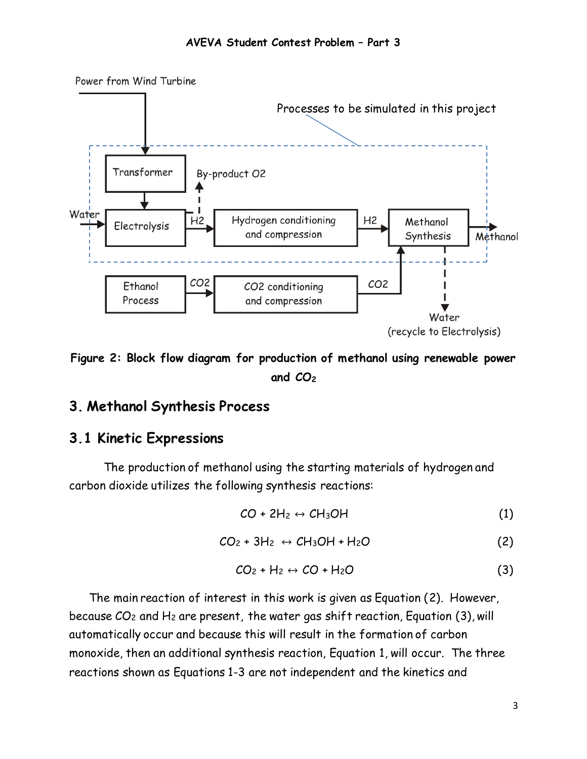Figure 2: Block flow diagram for production of methanol using renewable power and $CO_2$

## 3. Methanol Synthesis Process

### 3.1 Kinetic Expressions

The production of methanol using the starting materials of hydrogen and carbon dioxide utilizes the following synthesis reactions:

$$CO + 2H_2 \leftrightarrow CH_3OH \qquad (1)$$

$$CO_2 + 3H_2 \leftrightarrow CH_3OH + H_2O \qquad (2)$$

$$CO_2 + H_2 \leftrightarrow CO + H_2O \qquad (3)$$

The main reaction of interest in this work is given as Equation (2). However, because $CO_2$ and $H_2$ are present, the water gas shift reaction, Equation (3), will automatically occur and because this will result in the formation of carbon monoxide, then an additional synthesis reaction, Equation 1, will occur. The three reactions shown as Equations 1-3 are not independent and the kinetics and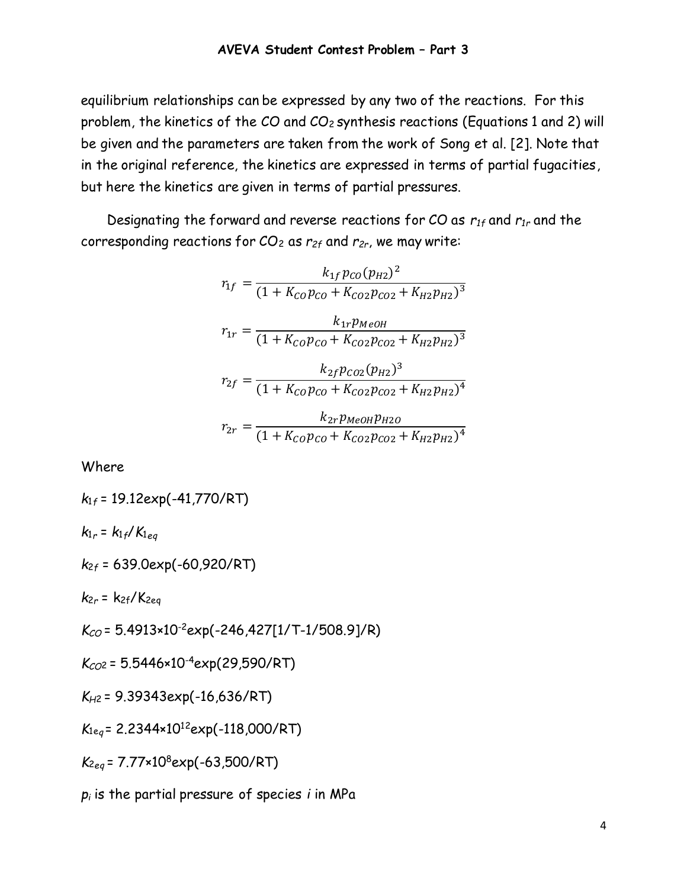equilibrium relationships can be expressed by any two of the reactions. For this problem, the kinetics of the CO and $CO_2$ synthesis reactions (Equations 1 and 2) will be given and the parameters are taken from the work of Song et al. [2]. Note that in the original reference, the kinetics are expressed in terms of partial fugacities, but here the kinetics are given in terms of partial pressures.

Designating the forward and reverse reactions for CO as $r_{1f}$ and $r_{1r}$ and the corresponding reactions for $CO_2$ as $r_{2f}$ and $r_{2r}$, we may write:

$$r_{1f} = \frac{k_{1f}\, p_{CO} (p_{H2})^2}{(1 + K_{CO} p_{CO} + K_{CO2} p_{CO2} + K_{H2} p_{H2})^3}$$

$$r_{1r} = \frac{k_{1r}\, p_{MeOH}}{(1 + K_{CO} p_{CO} + K_{CO2} p_{CO2} + K_{H2} p_{H2})^3}$$

$$r_{2f} = \frac{k_{2f}\, p_{CO2} (p_{H2})^3}{(1 + K_{CO} p_{CO} + K_{CO2} p_{CO2} + K_{H2} p_{H2})^4}$$

$$r_{2r} = \frac{k_{2r}\, p_{MeOH}\, p_{H2O}}{(1 + K_{CO} p_{CO} + K_{CO2} p_{CO2} + K_{H2} p_{H2})^4}$$

Where

$k_{1f}$ = 19.12exp(-41,770/RT)

$k_{1r}$ = $k_{1f}/K_{1eq}$

$k_{2f}$ = 639.0exp(-60,920/RT)

$k_{2r}$ = $k_{2f}/K_{2eq}$

$K_{CO}$ = $5.4913 \times 10^{-2}$exp(-246,427[1/T-1/508.9]/R)

$K_{CO2}$ = $5.5446 \times 10^{-4}$exp(29,590/RT)

$K_{H2}$ = 9.39343exp(-16,636/RT)

$K_{1eq}$ = $2.2344 \times 10^{12}$exp(-118,000/RT)

$K_{2eq}$ = $7.77 \times 10^{8}$exp(-63,500/RT)

$p_i$ is the partial pressure of species $i$ in MPa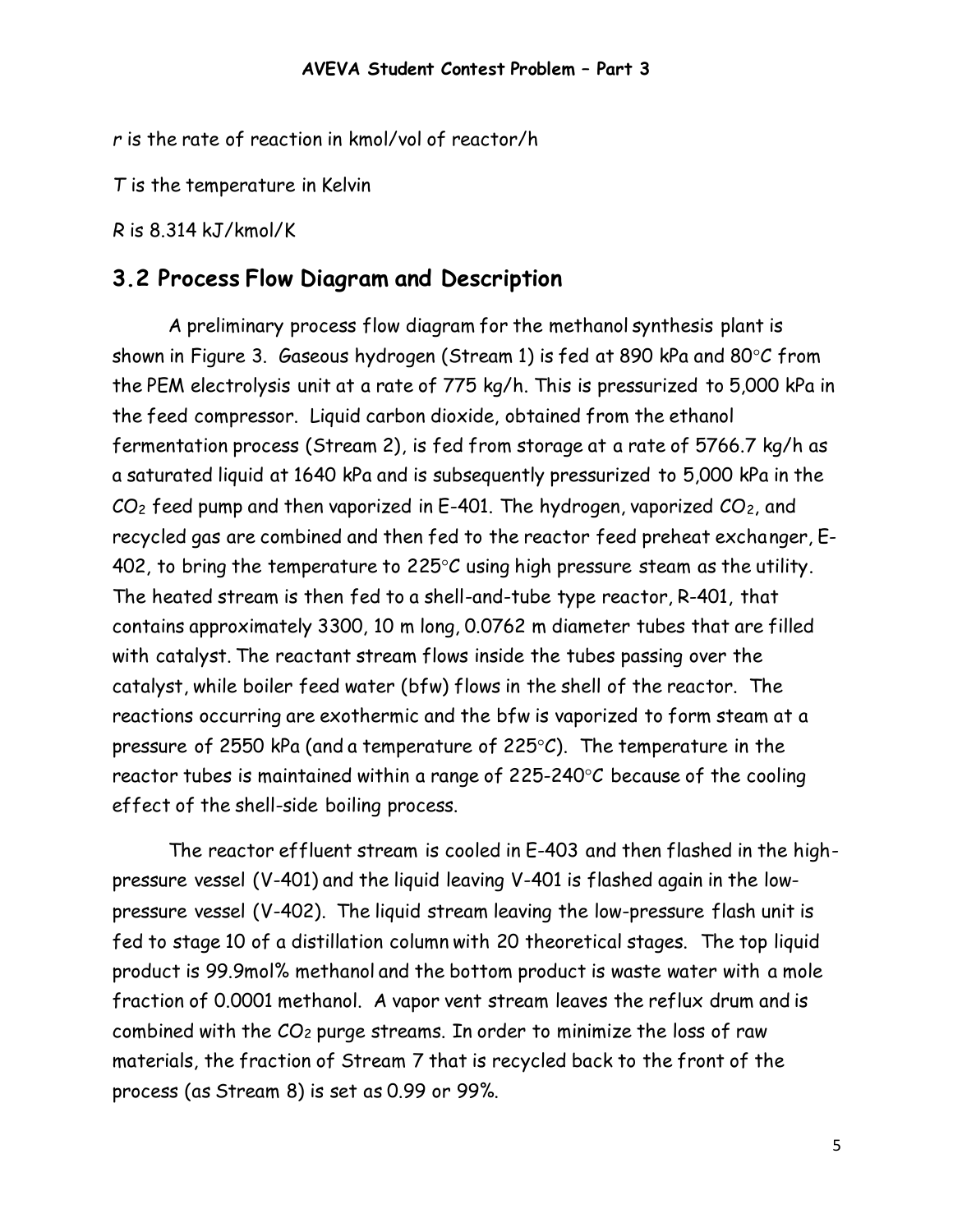*r* is the rate of reaction in kmol/vol of reactor/h

*T* is the temperature in Kelvin

*R* is 8.314 kJ/kmol/K

## 3.2 Process Flow Diagram and Description

A preliminary process flow diagram for the methanol synthesis plant is shown in Figure 3. Gaseous hydrogen (Stream 1) is fed at 890 kPa and 80°C from the PEM electrolysis unit at a rate of 775 kg/h. This is pressurized to 5,000 kPa in the feed compressor. Liquid carbon dioxide, obtained from the ethanol fermentation process (Stream 2), is fed from storage at a rate of 5766.7 kg/h as a saturated liquid at 1640 kPa and is subsequently pressurized to 5,000 kPa in the $CO_2$ feed pump and then vaporized in E-401. The hydrogen, vaporized $CO_2$, and recycled gas are combined and then fed to the reactor feed preheat exchanger, E-402, to bring the temperature to 225°C using high pressure steam as the utility. The heated stream is then fed to a shell-and-tube type reactor, R-401, that contains approximately 3300, 10 m long, 0.0762 m diameter tubes that are filled with catalyst. The reactant stream flows inside the tubes passing over the catalyst, while boiler feed water (bfw) flows in the shell of the reactor. The reactions occurring are exothermic and the bfw is vaporized to form steam at a pressure of 2550 kPa (and a temperature of 225°C). The temperature in the reactor tubes is maintained within a range of 225-240°C because of the cooling effect of the shell-side boiling process.

The reactor effluent stream is cooled in E-403 and then flashed in the high-pressure vessel (V-401) and the liquid leaving V-401 is flashed again in the low-pressure vessel (V-402). The liquid stream leaving the low-pressure flash unit is fed to stage 10 of a distillation column with 20 theoretical stages. The top liquid product is 99.9mol% methanol and the bottom product is waste water with a mole fraction of 0.0001 methanol. A vapor vent stream leaves the reflux drum and is combined with the $CO_2$ purge streams. In order to minimize the loss of raw materials, the fraction of Stream 7 that is recycled back to the front of the process (as Stream 8) is set as 0.99 or 99%.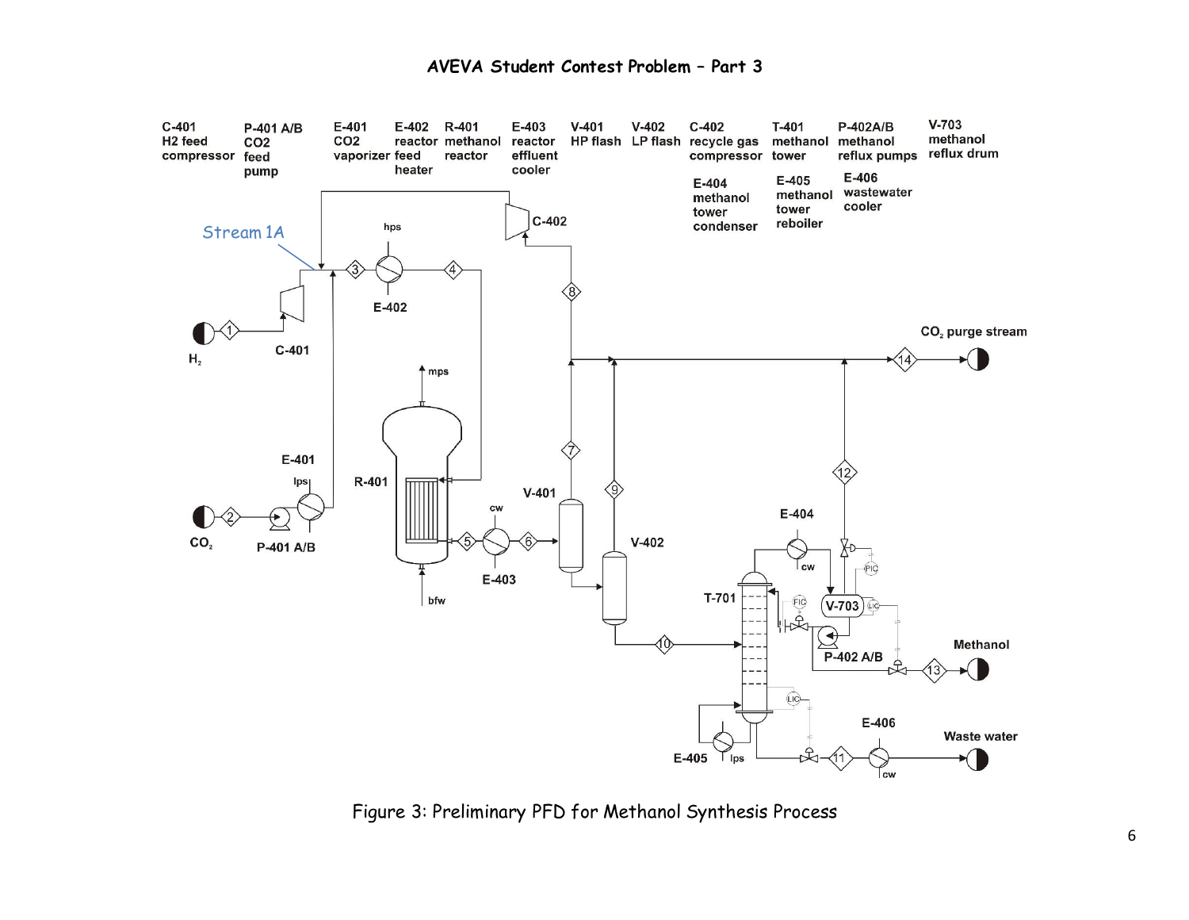# AVEVA Student Contest Problem – Part 3

Figure 3: Preliminary PFD for Methanol Synthesis Process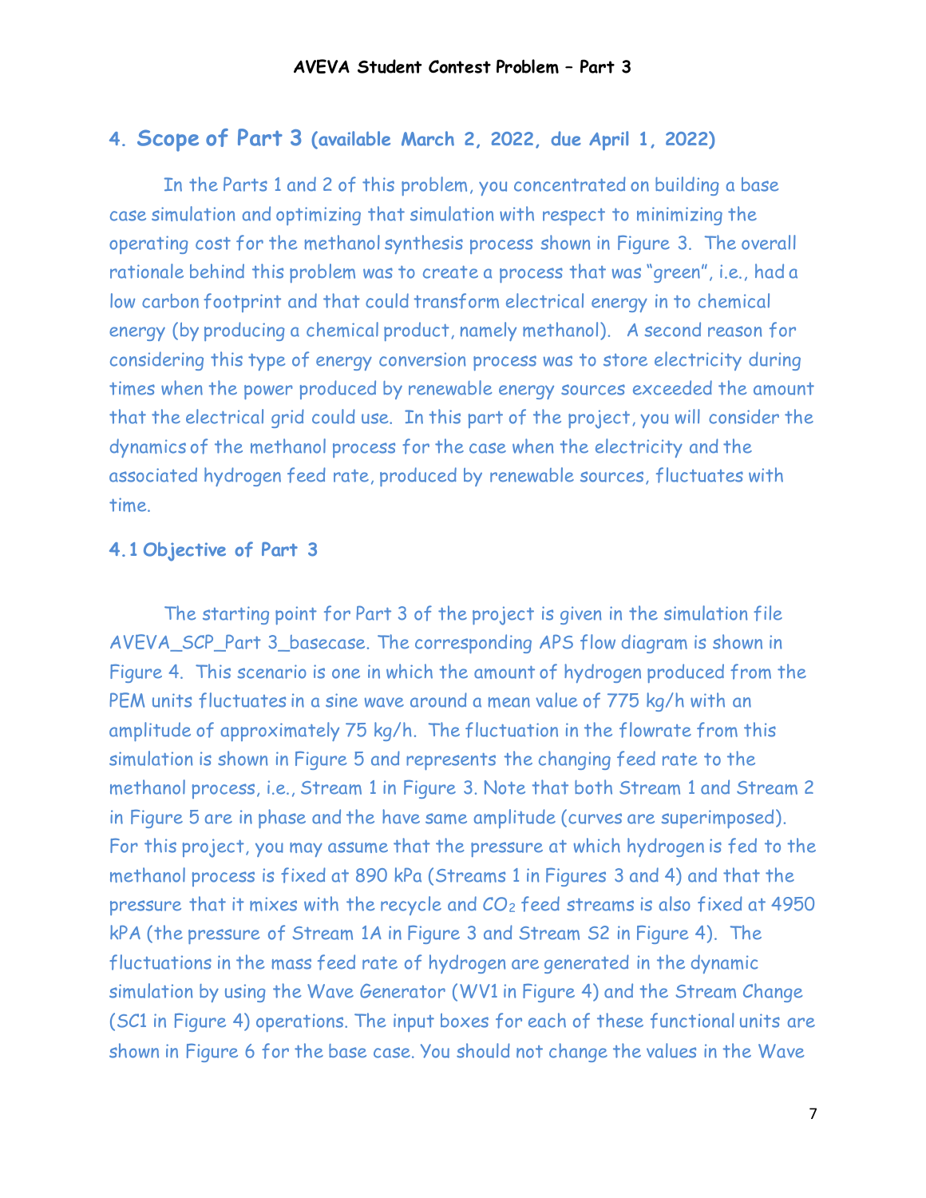## 4. Scope of Part 3 (available March 2, 2022, due April 1, 2022)

In the Parts 1 and 2 of this problem, you concentrated on building a base case simulation and optimizing that simulation with respect to minimizing the operating cost for the methanol synthesis process shown in Figure 3. The overall rationale behind this problem was to create a process that was "green", i.e., had a low carbon footprint and that could transform electrical energy in to chemical energy (by producing a chemical product, namely methanol). A second reason for considering this type of energy conversion process was to store electricity during times when the power produced by renewable energy sources exceeded the amount that the electrical grid could use. In this part of the project, you will consider the dynamics of the methanol process for the case when the electricity and the associated hydrogen feed rate, produced by renewable sources, fluctuates with time.

### 4.1 Objective of Part 3

The starting point for Part 3 of the project is given in the simulation file AVEVA_SCP_Part 3_basecase. The corresponding APS flow diagram is shown in Figure 4. This scenario is one in which the amount of hydrogen produced from the PEM units fluctuates in a sine wave around a mean value of 775 kg/h with an amplitude of approximately 75 kg/h. The fluctuation in the flowrate from this simulation is shown in Figure 5 and represents the changing feed rate to the methanol process, i.e., Stream 1 in Figure 3. Note that both Stream 1 and Stream 2 in Figure 5 are in phase and the have same amplitude (curves are superimposed). For this project, you may assume that the pressure at which hydrogen is fed to the methanol process is fixed at 890 kPa (Streams 1 in Figures 3 and 4) and that the pressure that it mixes with the recycle and $CO_2$ feed streams is also fixed at 4950 kPA (the pressure of Stream 1A in Figure 3 and Stream S2 in Figure 4). The fluctuations in the mass feed rate of hydrogen are generated in the dynamic simulation by using the Wave Generator (WV1 in Figure 4) and the Stream Change (SC1 in Figure 4) operations. The input boxes for each of these functional units are shown in Figure 6 for the base case. You should not change the values in the Wave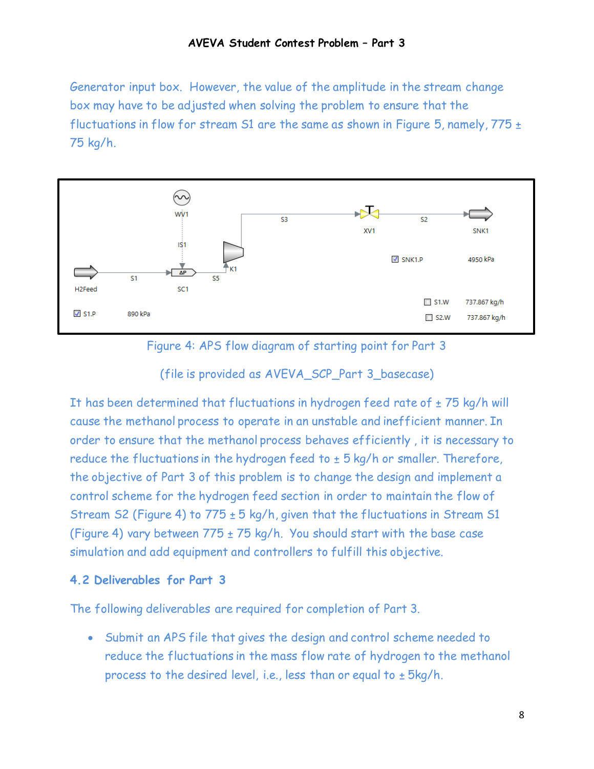Generator input box. However, the value of the amplitude in the stream change box may have to be adjusted when solving the problem to ensure that the fluctuations in flow for stream S1 are the same as shown in Figure 5, namely, 775 ± 75 kg/h.

Figure 4: APS flow diagram of starting point for Part 3

(file is provided as AVEVA_SCP_Part 3_basecase)

It has been determined that fluctuations in hydrogen feed rate of ± 75 kg/h will cause the methanol process to operate in an unstable and inefficient manner. In order to ensure that the methanol process behaves efficiently , it is necessary to reduce the fluctuations in the hydrogen feed to ± 5 kg/h or smaller. Therefore, the objective of Part 3 of this problem is to change the design and implement a control scheme for the hydrogen feed section in order to maintain the flow of Stream S2 (Figure 4) to 775 ± 5 kg/h, given that the fluctuations in Stream S1 (Figure 4) vary between 775 ± 75 kg/h. You should start with the base case simulation and add equipment and controllers to fulfill this objective.

### 4.2 Deliverables for Part 3

The following deliverables are required for completion of Part 3.

- Submit an APS file that gives the design and control scheme needed to reduce the fluctuations in the mass flow rate of hydrogen to the methanol process to the desired level, i.e., less than or equal to ± 5kg/h.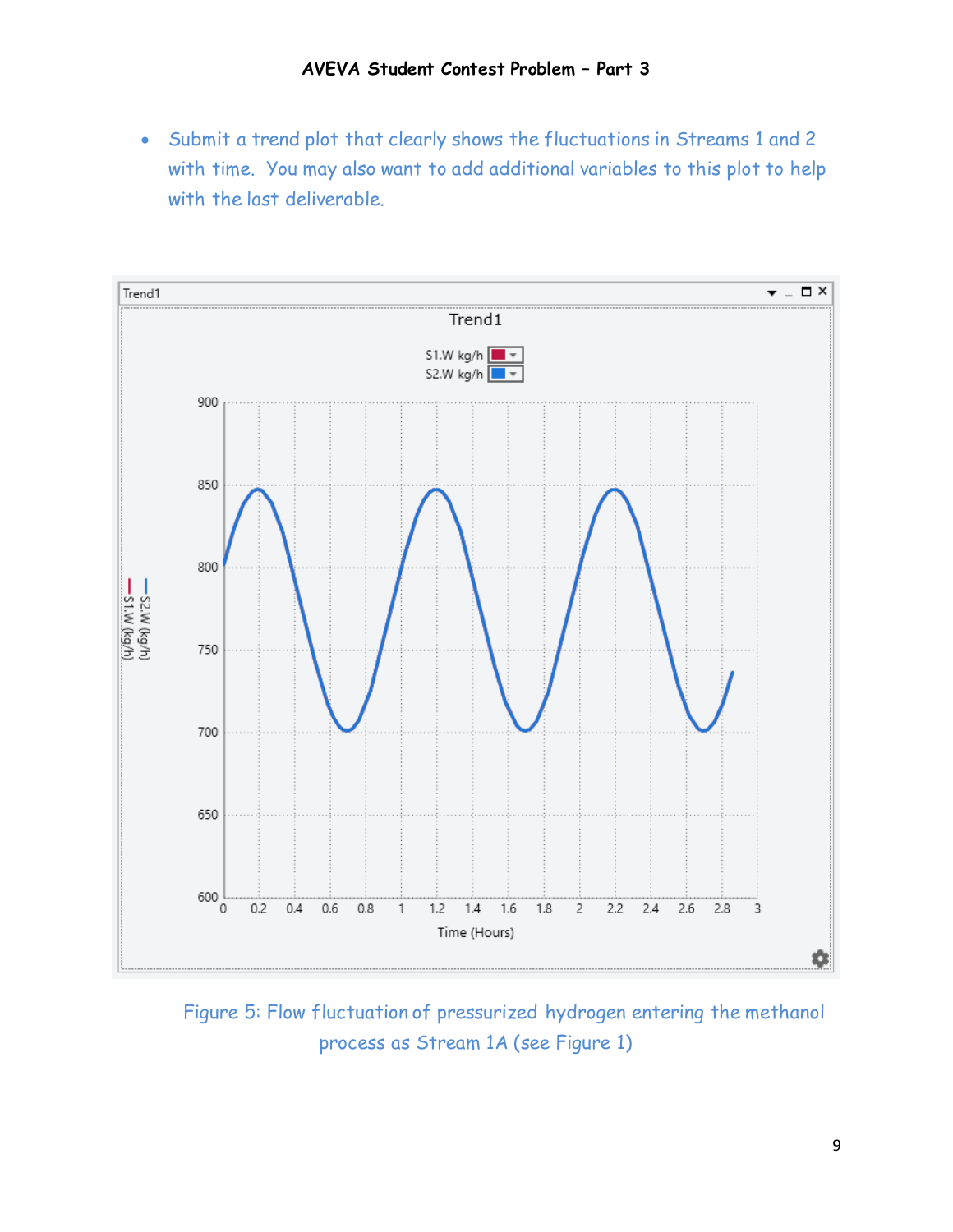- Submit a trend plot that clearly shows the fluctuations in Streams 1 and 2 with time. You may also want to add additional variables to this plot to help with the last deliverable.

Figure 5: Flow fluctuation of pressurized hydrogen entering the methanol process as Stream 1A (see Figure 1)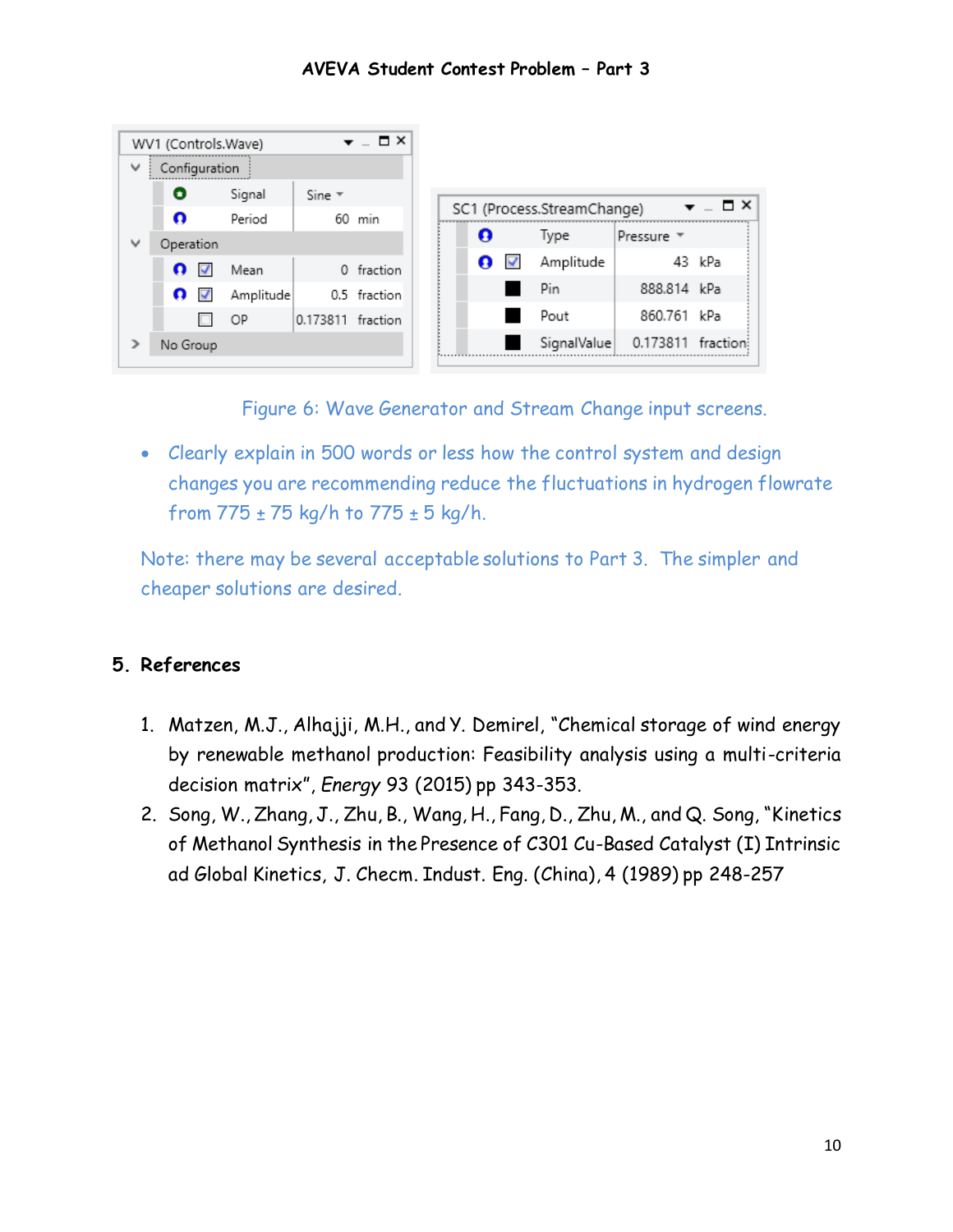WV1 (Controls.Wave)

Configuration

| | | |
|---|---|---|
| Signal | Sine | |
| Period | 60 | min |

Operation

| | | |
|---|---|---|
| Mean | 0 | fraction |
| Amplitude | 0.5 | fraction |
| OP | 0.173811 | fraction |

No Group

SC1 (Process.StreamChange)

| | | |
|---|---|---|
| Type | Pressure | |
| Amplitude | 43 | kPa |
| Pin | 888.814 | kPa |
| Pout | 860.761 | kPa |
| SignalValue | 0.173811 | fraction |

Figure 6: Wave Generator and Stream Change input screens.

- Clearly explain in 500 words or less how the control system and design changes you are recommending reduce the fluctuations in hydrogen flowrate from 775 ± 75 kg/h to 775 ± 5 kg/h.

Note: there may be several acceptable solutions to Part 3. The simpler and cheaper solutions are desired.

## 5. References

1. Matzen, M.J., Alhajji, M.H., and Y. Demirel, "Chemical storage of wind energy by renewable methanol production: Feasibility analysis using a multi-criteria decision matrix", *Energy* 93 (2015) pp 343-353.
2. Song, W., Zhang, J., Zhu, B., Wang, H., Fang, D., Zhu, M., and Q. Song, "Kinetics of Methanol Synthesis in the Presence of C301 Cu-Based Catalyst (I) Intrinsic ad Global Kinetics, J. Checm. Indust. Eng. (China), 4 (1989) pp 248-257